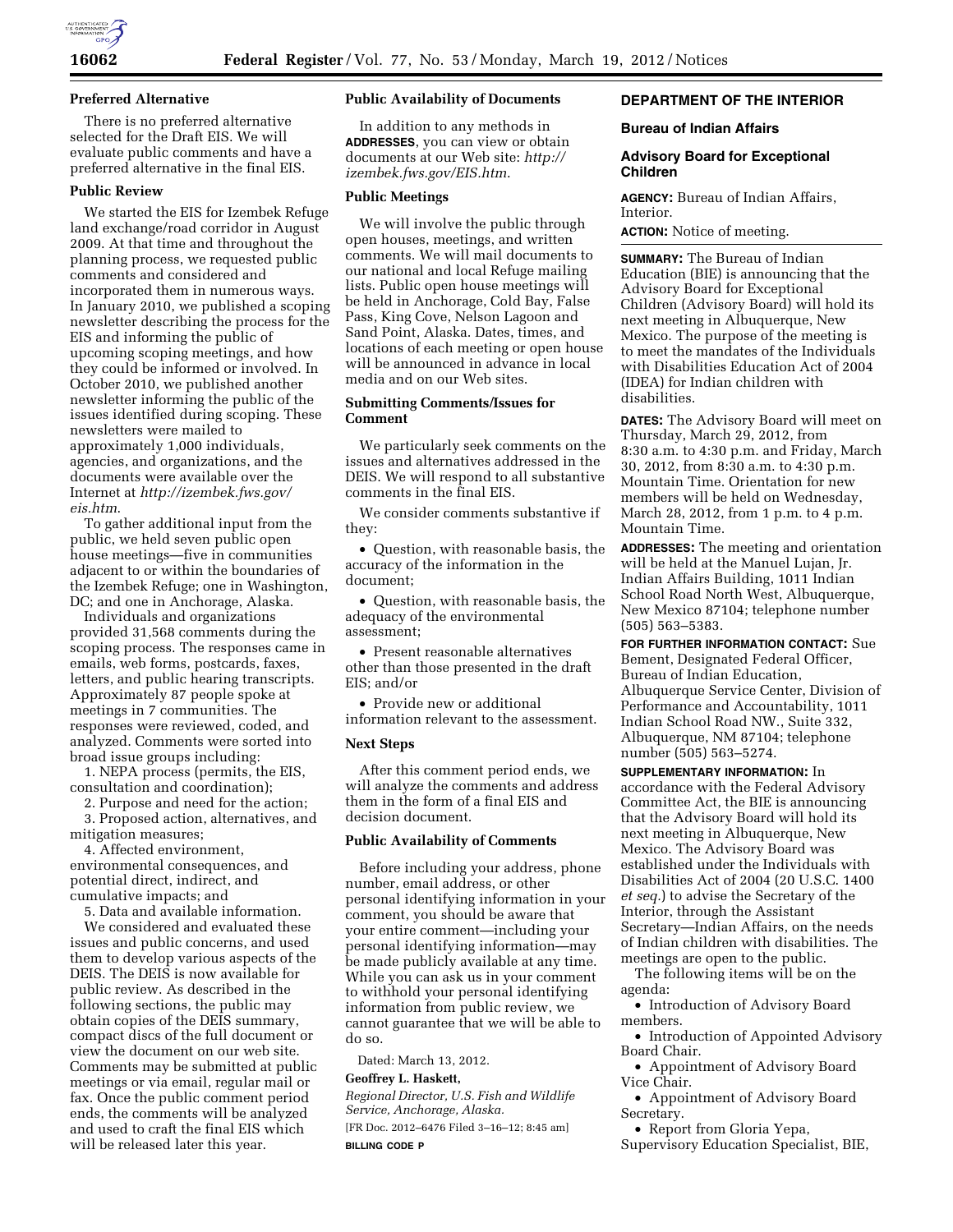### Preferred Alternative

There is no preferred alternative selected for the Draft EIS. We will evaluate public comments and have a preferred alternative in the final EIS.

### Public Review

We started the EIS for Izembek Refuge land exchange/road corridor in August 2009. At that time and throughout the planning process, we requested public comments and considered and incorporated them in numerous ways. In January 2010, we published a scoping newsletter describing the process for the EIS and informing the public of upcoming scoping meetings, and how they could be informed or involved. In October 2010, we published another newsletter informing the public of the issues identified during scoping. These newsletters were mailed to approximately 1,000 individuals, agencies, and organizations, and the documents were available over the Internet at *http://izembek.fws.gov/eis.htm*.

To gather additional input from the public, we held seven public open house meetings—five in communities adjacent to or within the boundaries of the Izembek Refuge; one in Washington, DC; and one in Anchorage, Alaska.

Individuals and organizations provided 31,568 comments during the scoping process. The responses came in emails, web forms, postcards, faxes, letters, and public hearing transcripts. Approximately 87 people spoke at meetings in 7 communities. The responses were reviewed, coded, and analyzed. Comments were sorted into broad issue groups including:

1. NEPA process (permits, the EIS, consultation and coordination);
2. Purpose and need for the action;
3. Proposed action, alternatives, and mitigation measures;
4. Affected environment, environmental consequences, and potential direct, indirect, and cumulative impacts; and
5. Data and available information.

We considered and evaluated these issues and public concerns, and used them to develop various aspects of the DEIS. The DEIS is now available for public review. As described in the following sections, the public may obtain copies of the DEIS summary, compact discs of the full document or view the document on our web site. Comments may be submitted at public meetings or via email, regular mail or fax. Once the public comment period ends, the comments will be analyzed and used to craft the final EIS which will be released later this year.

### Public Availability of Documents

In addition to any methods in **ADDRESSES**, you can view or obtain documents at our Web site: *http://izembek.fws.gov/EIS.htm*.

### Public Meetings

We will involve the public through open houses, meetings, and written comments. We will mail documents to our national and local Refuge mailing lists. Public open house meetings will be held in Anchorage, Cold Bay, False Pass, King Cove, Nelson Lagoon and Sand Point, Alaska. Dates, times, and locations of each meeting or open house will be announced in advance in local media and on our Web sites.

### Submitting Comments/Issues for Comment

We particularly seek comments on the issues and alternatives addressed in the DEIS. We will respond to all substantive comments in the final EIS.

We consider comments substantive if they:

- Question, with reasonable basis, the accuracy of the information in the document;
- Question, with reasonable basis, the adequacy of the environmental assessment;
- Present reasonable alternatives other than those presented in the draft EIS; and/or
- Provide new or additional information relevant to the assessment.

### Next Steps

After this comment period ends, we will analyze the comments and address them in the form of a final EIS and decision document.

### Public Availability of Comments

Before including your address, phone number, email address, or other personal identifying information in your comment, you should be aware that your entire comment—including your personal identifying information—may be made publicly available at any time. While you can ask us in your comment to withhold your personal identifying information from public review, we cannot guarantee that we will be able to do so.

Dated: March 13, 2012.

**Geoffrey L. Haskett,**

*Regional Director, U.S. Fish and Wildlife Service, Anchorage, Alaska.*

[FR Doc. 2012–6476 Filed 3–16–12; 8:45 am]

**BILLING CODE P**

## DEPARTMENT OF THE INTERIOR

### Bureau of Indian Affairs

### Advisory Board for Exceptional Children

**AGENCY:** Bureau of Indian Affairs, Interior.

**ACTION:** Notice of meeting.

**SUMMARY:** The Bureau of Indian Education (BIE) is announcing that the Advisory Board for Exceptional Children (Advisory Board) will hold its next meeting in Albuquerque, New Mexico. The purpose of the meeting is to meet the mandates of the Individuals with Disabilities Education Act of 2004 (IDEA) for Indian children with disabilities.

**DATES:** The Advisory Board will meet on Thursday, March 29, 2012, from 8:30 a.m. to 4:30 p.m. and Friday, March 30, 2012, from 8:30 a.m. to 4:30 p.m. Mountain Time. Orientation for new members will be held on Wednesday, March 28, 2012, from 1 p.m. to 4 p.m. Mountain Time.

**ADDRESSES:** The meeting and orientation will be held at the Manuel Lujan, Jr. Indian Affairs Building, 1011 Indian School Road North West, Albuquerque, New Mexico 87104; telephone number (505) 563–5383.

**FOR FURTHER INFORMATION CONTACT:** Sue Bement, Designated Federal Officer, Bureau of Indian Education, Albuquerque Service Center, Division of Performance and Accountability, 1011 Indian School Road NW., Suite 332, Albuquerque, NM 87104; telephone number (505) 563–5274.

**SUPPLEMENTARY INFORMATION:** In accordance with the Federal Advisory Committee Act, the BIE is announcing that the Advisory Board will hold its next meeting in Albuquerque, New Mexico. The Advisory Board was established under the Individuals with Disabilities Act of 2004 (20 U.S.C. 1400 *et seq.*) to advise the Secretary of the Interior, through the Assistant Secretary—Indian Affairs, on the needs of Indian children with disabilities. The meetings are open to the public.

The following items will be on the agenda:

- Introduction of Advisory Board members.
- Introduction of Appointed Advisory Board Chair.
- Appointment of Advisory Board Vice Chair.
- Appointment of Advisory Board Secretary.
- Report from Gloria Yepa, Supervisory Education Specialist, BIE,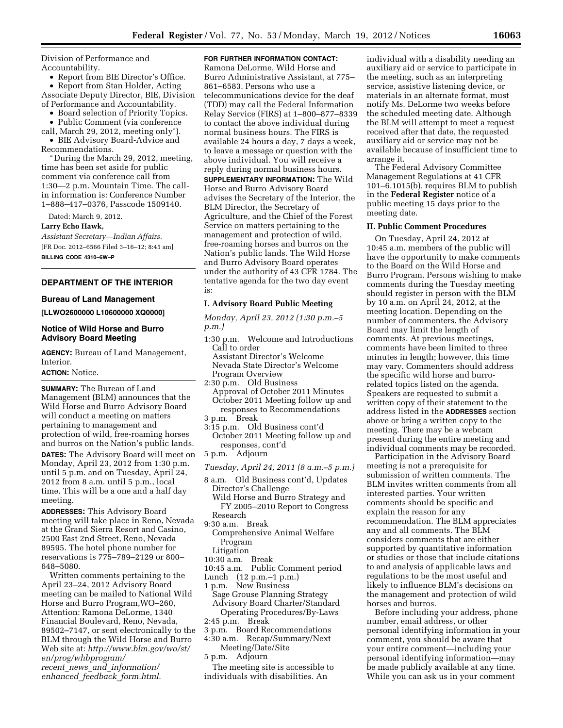Division of Performance and Accountability.

- Report from BIE Director's Office.
- Report from Stan Holder, Acting Associate Deputy Director, BIE, Division of Performance and Accountability.
- Board selection of Priority Topics.
- Public Comment (via conference call, March 29, 2012, meeting only*).
- BIE Advisory Board-Advice and Recommendations.

* During the March 29, 2012, meeting, time has been set aside for public comment via conference call from 1:30—2 p.m. Mountain Time. The call-in information is: Conference Number 1–888–417–0376, Passcode 1509140.

Dated: March 9, 2012.

**Larry Echo Hawk,**

*Assistant Secretary—Indian Affairs.*

[FR Doc. 2012–6566 Filed 3–16–12; 8:45 am]

**BILLING CODE 4310–6W–P**

---

## DEPARTMENT OF THE INTERIOR

### Bureau of Land Management

**[LLWO2600000 L10600000 XQ0000]**

### Notice of Wild Horse and Burro Advisory Board Meeting

**AGENCY:** Bureau of Land Management, Interior.

**ACTION:** Notice.

**SUMMARY:** The Bureau of Land Management (BLM) announces that the Wild Horse and Burro Advisory Board will conduct a meeting on matters pertaining to management and protection of wild, free-roaming horses and burros on the Nation's public lands.

**DATES:** The Advisory Board will meet on Monday, April 23, 2012 from 1:30 p.m. until 5 p.m. and on Tuesday, April 24, 2012 from 8 a.m. until 5 p.m., local time. This will be a one and a half day meeting.

**ADDRESSES:** This Advisory Board meeting will take place in Reno, Nevada at the Grand Sierra Resort and Casino, 2500 East 2nd Street, Reno, Nevada 89595. The hotel phone number for reservations is 775–789–2129 or 800–648–5080.

Written comments pertaining to the April 23–24, 2012 Advisory Board meeting can be mailed to National Wild Horse and Burro Program,WO–260, Attention: Ramona DeLorme, 1340 Financial Boulevard, Reno, Nevada, 89502–7147, or sent electronically to the BLM through the Wild Horse and Burro Web site at: *http://www.blm.gov/wo/st/en/prog/whbprogram/recent_news_and_information/enhanced_feedback_form.html.*

**FOR FURTHER INFORMATION CONTACT:** Ramona DeLorme, Wild Horse and Burro Administrative Assistant, at 775–861–6583. Persons who use a telecommunications device for the deaf (TDD) may call the Federal Information Relay Service (FIRS) at 1–800–877–8339 to contact the above individual during normal business hours. The FIRS is available 24 hours a day, 7 days a week, to leave a message or question with the above individual. You will receive a reply during normal business hours.

**SUPPLEMENTARY INFORMATION:** The Wild Horse and Burro Advisory Board advises the Secretary of the Interior, the BLM Director, the Secretary of Agriculture, and the Chief of the Forest Service on matters pertaining to the management and protection of wild, free-roaming horses and burros on the Nation's public lands. The Wild Horse and Burro Advisory Board operates under the authority of 43 CFR 1784. The tentative agenda for the two day event is:

#### I. Advisory Board Public Meeting

*Monday, April 23, 2012 (1:30 p.m.–5 p.m.)*

1:30 p.m. Welcome and Introductions
Call to order
Assistant Director's Welcome
Nevada State Director's Welcome
Program Overview
2:30 p.m. Old Business
Approval of October 2011 Minutes
October 2011 Meeting follow up and responses to Recommendations
3 p.m. Break
3:15 p.m. Old Business cont'd
October 2011 Meeting follow up and responses, cont'd
5 p.m. Adjourn

*Tuesday, April 24, 2011 (8 a.m.–5 p.m.)*

8 a.m. Old Business cont'd, Updates
Director's Challenge
Wild Horse and Burro Strategy and FY 2005–2010 Report to Congress
Research
9:30 a.m. Break
Comprehensive Animal Welfare Program
Litigation
10:30 a.m. Break
10:45 a.m. Public Comment period
Lunch (12 p.m.–1 p.m.)
1 p.m. New Business
Sage Grouse Planning Strategy
Advisory Board Charter/Standard Operating Procedures/By-Laws
2:45 p.m. Break
3 p.m. Board Recommendations
4:30 a.m. Recap/Summary/Next Meeting/Date/Site
5 p.m. Adjourn

The meeting site is accessible to individuals with disabilities. An individual with a disability needing an auxiliary aid or service to participate in the meeting, such as an interpreting service, assistive listening device, or materials in an alternate format, must notify Ms. DeLorme two weeks before the scheduled meeting date. Although the BLM will attempt to meet a request received after that date, the requested auxiliary aid or service may not be available because of insufficient time to arrange it.

The Federal Advisory Committee Management Regulations at 41 CFR 101–6.1015(b), requires BLM to publish in the **Federal Register** notice of a public meeting 15 days prior to the meeting date.

#### II. Public Comment Procedures

On Tuesday, April 24, 2012 at 10:45 a.m. members of the public will have the opportunity to make comments to the Board on the Wild Horse and Burro Program. Persons wishing to make comments during the Tuesday meeting should register in person with the BLM by 10 a.m. on April 24, 2012, at the meeting location. Depending on the number of commenters, the Advisory Board may limit the length of comments. At previous meetings, comments have been limited to three minutes in length; however, this time may vary. Commenters should address the specific wild horse and burro-related topics listed on the agenda. Speakers are requested to submit a written copy of their statement to the address listed in the **ADDRESSES** section above or bring a written copy to the meeting. There may be a webcam present during the entire meeting and individual comments may be recorded.

Participation in the Advisory Board meeting is not a prerequisite for submission of written comments. The BLM invites written comments from all interested parties. Your written comments should be specific and explain the reason for any recommendation. The BLM appreciates any and all comments. The BLM considers comments that are either supported by quantitative information or studies or those that include citations to and analysis of applicable laws and regulations to be the most useful and likely to influence BLM's decisions on the management and protection of wild horses and burros.

Before including your address, phone number, email address, or other personal identifying information in your comment, you should be aware that your entire comment—including your personal identifying information—may be made publicly available at any time. While you can ask us in your comment